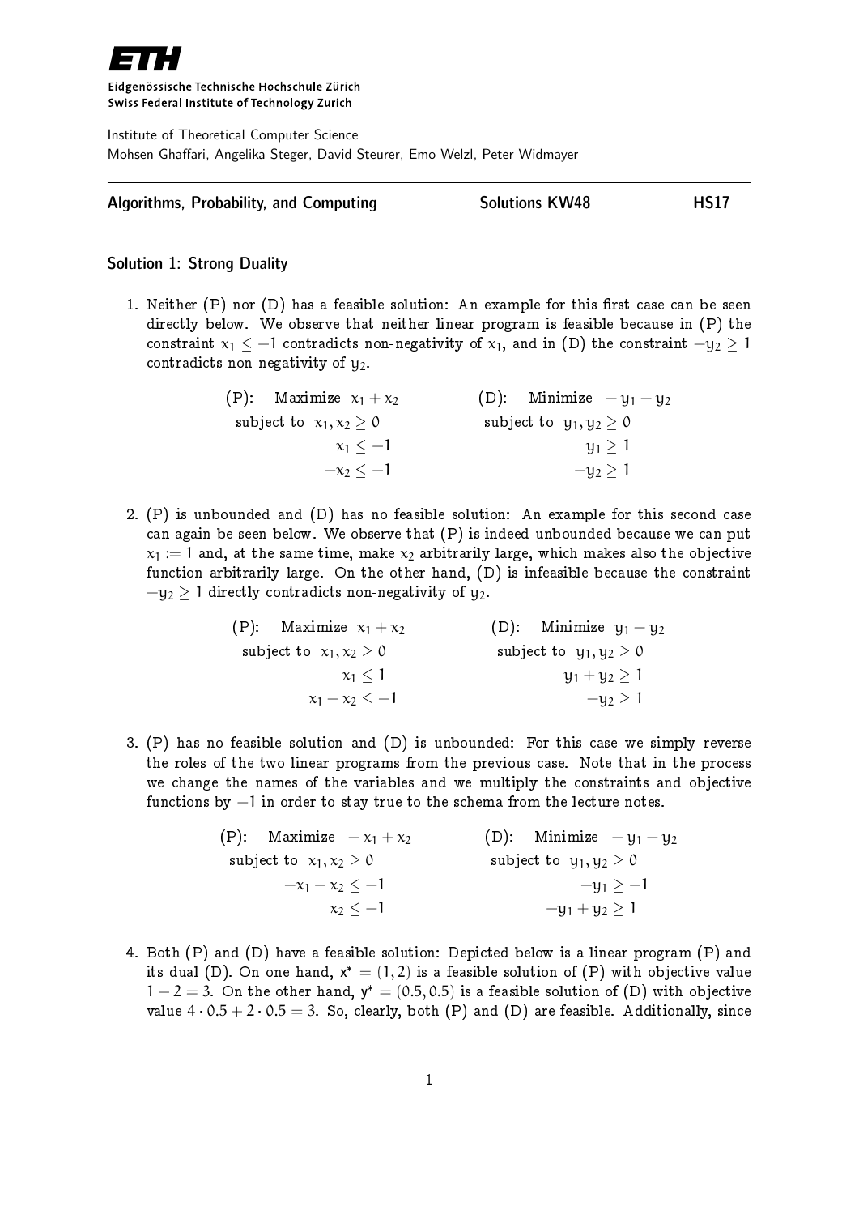ETH

Eidgenössische Technische Hochschule Zürich
Swiss Federal Institute of Technology Zurich

Institute of Theoretical Computer Science
Mohsen Ghaffari, Angelika Steger, David Steurer, Emo Welzl, Peter Widmayer

**Algorithms, Probability, and Computing** — **Solutions KW48** — **HS17**

### Solution 1: Strong Duality

1. Neither (P) nor (D) has a feasible solution: An example for this first case can be seen directly below. We observe that neither linear program is feasible because in (P) the constraint $x_1 \leq -1$ contradicts non-negativity of $x_1$, and in (D) the constraint $-y_2 \geq 1$ contradicts non-negativity of $y_2$.

$$
\begin{array}{rl}
\text{(P):} & \text{Maximize } x_1 + x_2 \\
& \text{subject to } x_1, x_2 \geq 0 \\
& x_1 \leq -1 \\
& -x_2 \leq -1
\end{array}
\qquad
\begin{array}{rl}
\text{(D):} & \text{Minimize } -y_1 - y_2 \\
& \text{subject to } y_1, y_2 \geq 0 \\
& y_1 \geq 1 \\
& -y_2 \geq 1
\end{array}
$$

2. (P) is unbounded and (D) has no feasible solution: An example for this second case can again be seen below. We observe that (P) is indeed unbounded because we can put $x_1 := 1$ and, at the same time, make $x_2$ arbitrarily large, which makes also the objective function arbitrarily large. On the other hand, (D) is infeasible because the constraint $-y_2 \geq 1$ directly contradicts non-negativity of $y_2$.

$$
\begin{array}{rl}
\text{(P):} & \text{Maximize } x_1 + x_2 \\
& \text{subject to } x_1, x_2 \geq 0 \\
& x_1 \leq 1 \\
& x_1 - x_2 \leq -1
\end{array}
\qquad
\begin{array}{rl}
\text{(D):} & \text{Minimize } y_1 - y_2 \\
& \text{subject to } y_1, y_2 \geq 0 \\
& y_1 + y_2 \geq 1 \\
& -y_2 \geq 1
\end{array}
$$

3. (P) has no feasible solution and (D) is unbounded: For this case we simply reverse the roles of the two linear programs from the previous case. Note that in the process we change the names of the variables and we multiply the constraints and objective functions by $-1$ in order to stay true to the schema from the lecture notes.

$$
\begin{array}{rl}
\text{(P):} & \text{Maximize } -x_1 + x_2 \\
& \text{subject to } x_1, x_2 \geq 0 \\
& -x_1 - x_2 \leq -1 \\
& x_2 \leq -1
\end{array}
\qquad
\begin{array}{rl}
\text{(D):} & \text{Minimize } -y_1 - y_2 \\
& \text{subject to } y_1, y_2 \geq 0 \\
& -y_1 \geq -1 \\
& -y_1 + y_2 \geq 1
\end{array}
$$

4. Both (P) and (D) have a feasible solution: Depicted below is a linear program (P) and its dual (D). On one hand, $x^* = (1, 2)$ is a feasible solution of (P) with objective value $1 + 2 = 3$. On the other hand, $y^* = (0.5, 0.5)$ is a feasible solution of (D) with objective value $4 \cdot 0.5 + 2 \cdot 0.5 = 3$. So, clearly, both (P) and (D) are feasible. Additionally, since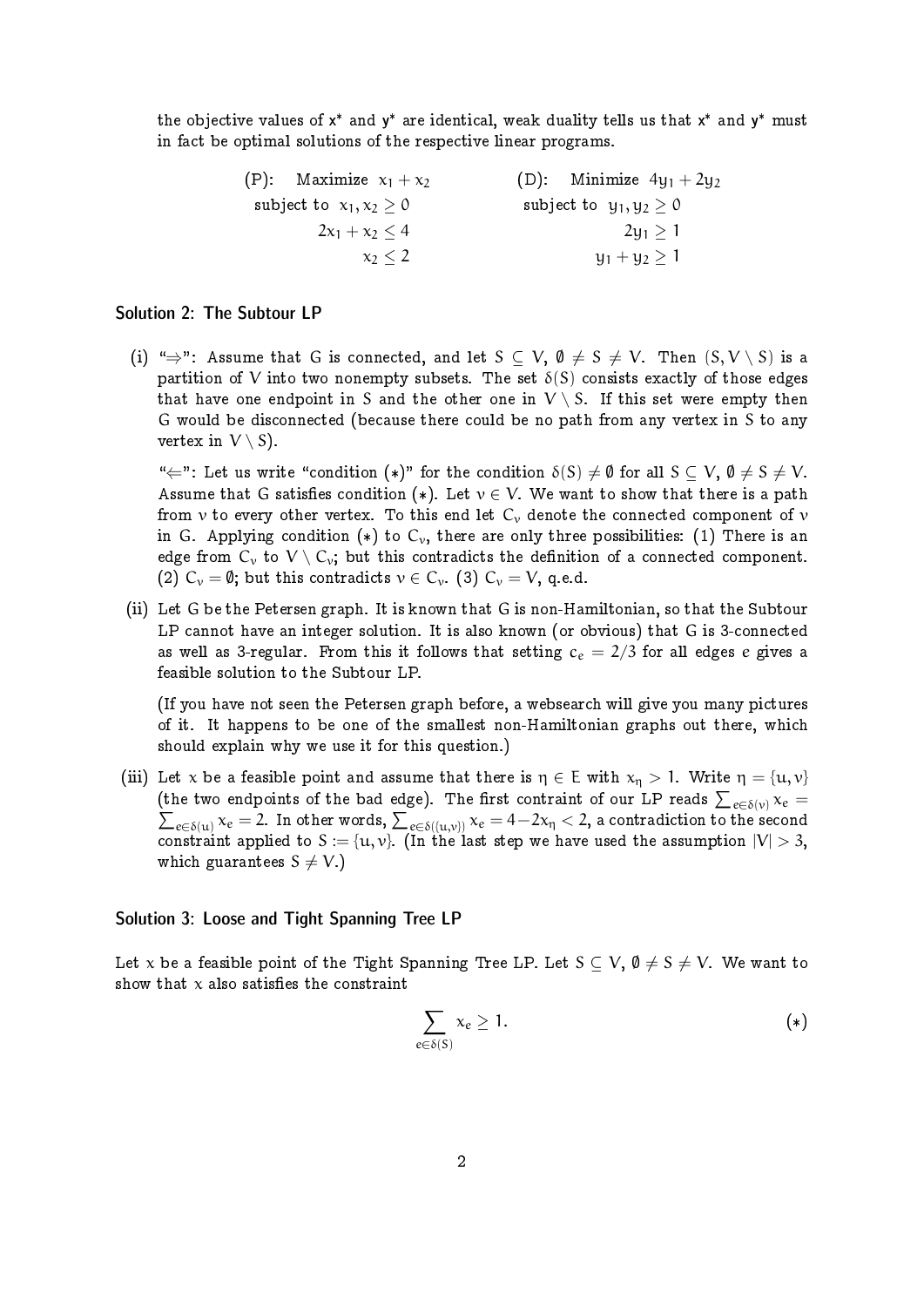the objective values of $x^*$ and $y^*$ are identical, weak duality tells us that $x^*$ and $y^*$ must in fact be optimal solutions of the respective linear programs.

$$
\begin{array}{ll}
\text{(P):} \quad \text{Maximize } x_1 + x_2 & \text{(D):} \quad \text{Minimize } 4y_1 + 2y_2 \\
\text{subject to } x_1, x_2 \geq 0 & \text{subject to } y_1, y_2 \geq 0 \\
2x_1 + x_2 \leq 4 & 2y_1 \geq 1 \\
x_2 \leq 2 & y_1 + y_2 \geq 1
\end{array}
$$

### Solution 2: The Subtour LP

(i) "⇒": Assume that G is connected, and let $S \subseteq V$, $\emptyset \neq S \neq V$. Then $(S, V \setminus S)$ is a partition of V into two nonempty subsets. The set $\delta(S)$ consists exactly of those edges that have one endpoint in S and the other one in $V \setminus S$. If this set were empty then G would be disconnected (because there could be no path from any vertex in S to any vertex in $V \setminus S$).

"⇐": Let us write "condition $(*)$" for the condition $\delta(S) \neq \emptyset$ for all $S \subseteq V$, $\emptyset \neq S \neq V$. Assume that G satisfies condition $(*)$. Let $v \in V$. We want to show that there is a path from $v$ to every other vertex. To this end let $C_v$ denote the connected component of $v$ in G. Applying condition $(*)$ to $C_v$, there are only three possibilities: (1) There is an edge from $C_v$ to $V \setminus C_v$; but this contradicts the definition of a connected component. (2) $C_v = \emptyset$; but this contradicts $v \in C_v$. (3) $C_v = V$, q.e.d.

(ii) Let G be the Petersen graph. It is known that G is non-Hamiltonian, so that the Subtour LP cannot have an integer solution. It is also known (or obvious) that G is 3-connected as well as 3-regular. From this it follows that setting $c_e = 2/3$ for all edges $e$ gives a feasible solution to the Subtour LP.

(If you have not seen the Petersen graph before, a websearch will give you many pictures of it. It happens to be one of the smallest non-Hamiltonian graphs out there, which should explain why we use it for this question.)

(iii) Let $x$ be a feasible point and assume that there is $\eta \in E$ with $x_\eta > 1$. Write $\eta = \{u, v\}$ (the two endpoints of the bad edge). The first constraint of our LP reads $\sum_{e \in \delta(v)} x_e = \sum_{e \in \delta(u)} x_e = 2$. In other words, $\sum_{e \in \delta(\{u,v\})} x_e = 4 - 2x_\eta < 2$, a contradiction to the second constraint applied to $S := \{u, v\}$. (In the last step we have used the assumption $|V| > 3$, which guarantees $S \neq V$.)

### Solution 3: Loose and Tight Spanning Tree LP

Let $x$ be a feasible point of the Tight Spanning Tree LP. Let $S \subseteq V$, $\emptyset \neq S \neq V$. We want to show that $x$ also satisfies the constraint

$$\sum_{e \in \delta(S)} x_e \geq 1. \qquad (*)$$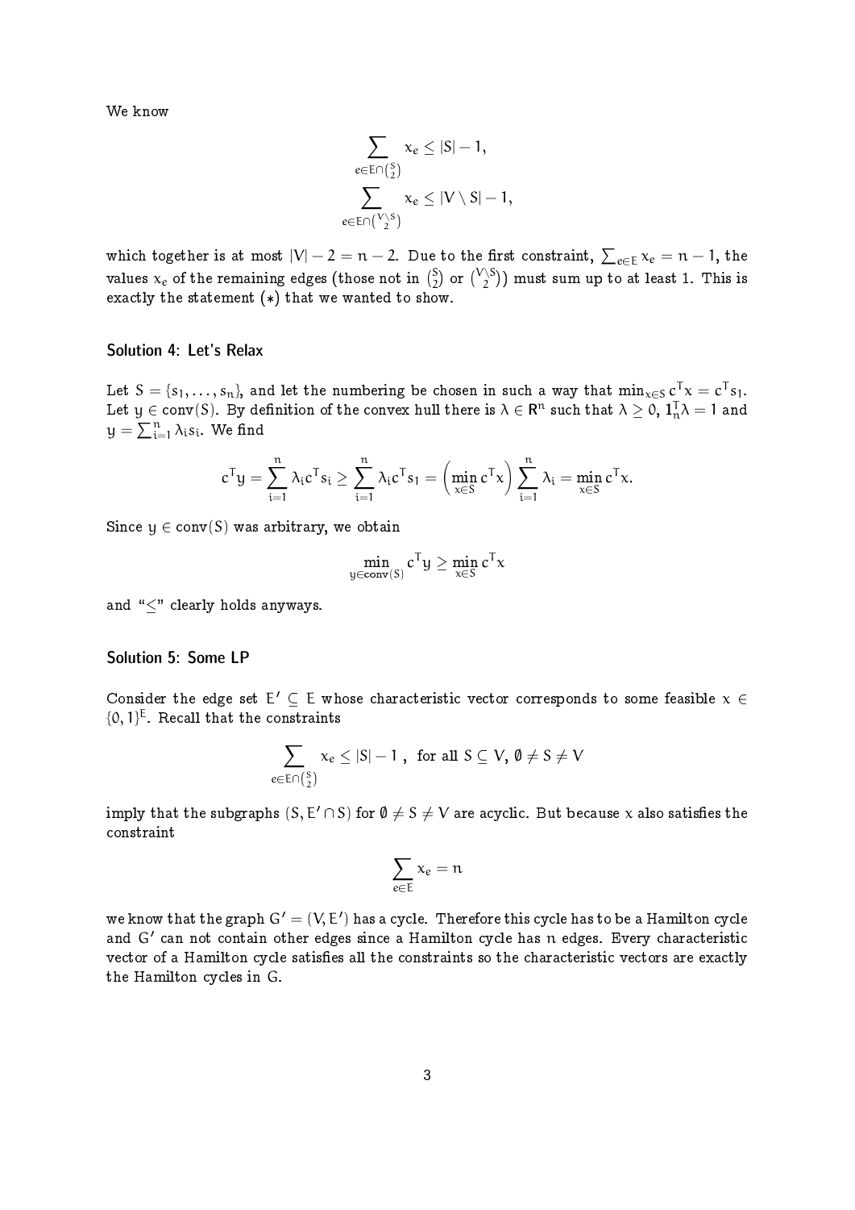We know

$$\sum_{e \in E \cap \binom{S}{2}} x_e \leq |S| - 1,$$

$$\sum_{e \in E \cap \binom{V \setminus S}{2}} x_e \leq |V \setminus S| - 1,$$

which together is at most $|V| - 2 = n - 2$. Due to the first constraint, $\sum_{e \in E} x_e = n - 1$, the values $x_e$ of the remaining edges (those not in $\binom{S}{2}$ or $\binom{V \setminus S}{2}$) must sum up to at least 1. This is exactly the statement $(*)$ that we wanted to show.

### Solution 4: Let's Relax

Let $S = \{s_1, \dots, s_n\}$, and let the numbering be chosen in such a way that $\min_{x \in S} c^T x = c^T s_1$. Let $y \in \text{conv}(S)$. By definition of the convex hull there is $\lambda \in \mathbb{R}^n$ such that $\lambda \geq 0$, $1_n^T \lambda = 1$ and $y = \sum_{i=1}^n \lambda_i s_i$. We find

$$c^T y = \sum_{i=1}^n \lambda_i c^T s_i \geq \sum_{i=1}^n \lambda_i c^T s_1 = \left( \min_{x \in S} c^T x \right) \sum_{i=1}^n \lambda_i = \min_{x \in S} c^T x.$$

Since $y \in \text{conv}(S)$ was arbitrary, we obtain

$$\min_{y \in \textbf{conv}(S)} c^T y \geq \min_{x \in S} c^T x$$

and "$\leq$" clearly holds anyways.

### Solution 5: Some LP

Consider the edge set $E' \subseteq E$ whose characteristic vector corresponds to some feasible $x \in \{0, 1\}^E$. Recall that the constraints

$$\sum_{e \in E \cap \binom{S}{2}} x_e \leq |S| - 1 \text{ , for all } S \subseteq V, \, \emptyset \neq S \neq V$$

imply that the subgraphs $(S, E' \cap S)$ for $\emptyset \neq S \neq V$ are acyclic. But because $x$ also satisfies the constraint

$$\sum_{e \in E} x_e = n$$

we know that the graph $G' = (V, E')$ has a cycle. Therefore this cycle has to be a Hamilton cycle and $G'$ can not contain other edges since a Hamilton cycle has $n$ edges. Every characteristic vector of a Hamilton cycle satisfies all the constraints so the characteristic vectors are exactly the Hamilton cycles in $G$.